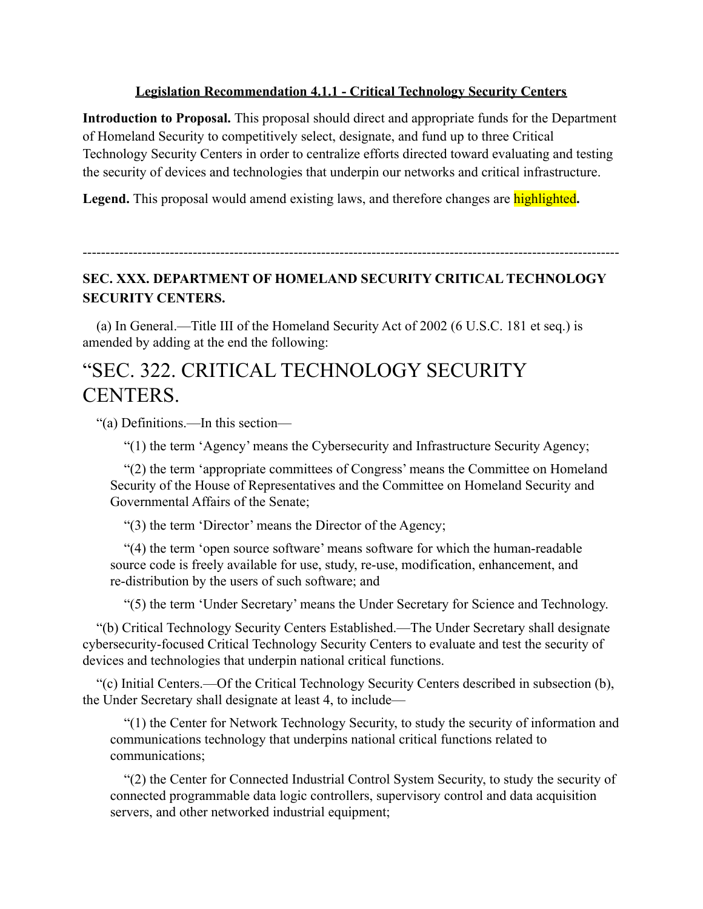**<u>Legislation Recommendation 4.1.1 - Critical Technology Security Centers</u>**

**Introduction to Proposal.** This proposal should direct and appropriate funds for the Department of Homeland Security to competitively select, designate, and fund up to three Critical Technology Security Centers in order to centralize efforts directed toward evaluating and testing the security of devices and technologies that underpin our networks and critical infrastructure.

**Legend.** This proposal would amend existing laws, and therefore changes are highlighted**.**

---

**SEC. XXX. DEPARTMENT OF HOMELAND SECURITY CRITICAL TECHNOLOGY SECURITY CENTERS.**

(a) In General.—Title III of the Homeland Security Act of 2002 (6 U.S.C. 181 et seq.) is amended by adding at the end the following:

# "SEC. 322. CRITICAL TECHNOLOGY SECURITY CENTERS.

"(a) Definitions.—In this section—

"(1) the term 'Agency' means the Cybersecurity and Infrastructure Security Agency;

"(2) the term 'appropriate committees of Congress' means the Committee on Homeland Security of the House of Representatives and the Committee on Homeland Security and Governmental Affairs of the Senate;

"(3) the term 'Director' means the Director of the Agency;

"(4) the term 'open source software' means software for which the human-readable source code is freely available for use, study, re-use, modification, enhancement, and re-distribution by the users of such software; and

"(5) the term 'Under Secretary' means the Under Secretary for Science and Technology.

"(b) Critical Technology Security Centers Established.—The Under Secretary shall designate cybersecurity-focused Critical Technology Security Centers to evaluate and test the security of devices and technologies that underpin national critical functions.

"(c) Initial Centers.—Of the Critical Technology Security Centers described in subsection (b), the Under Secretary shall designate at least 4, to include—

"(1) the Center for Network Technology Security, to study the security of information and communications technology that underpins national critical functions related to communications;

"(2) the Center for Connected Industrial Control System Security, to study the security of connected programmable data logic controllers, supervisory control and data acquisition servers, and other networked industrial equipment;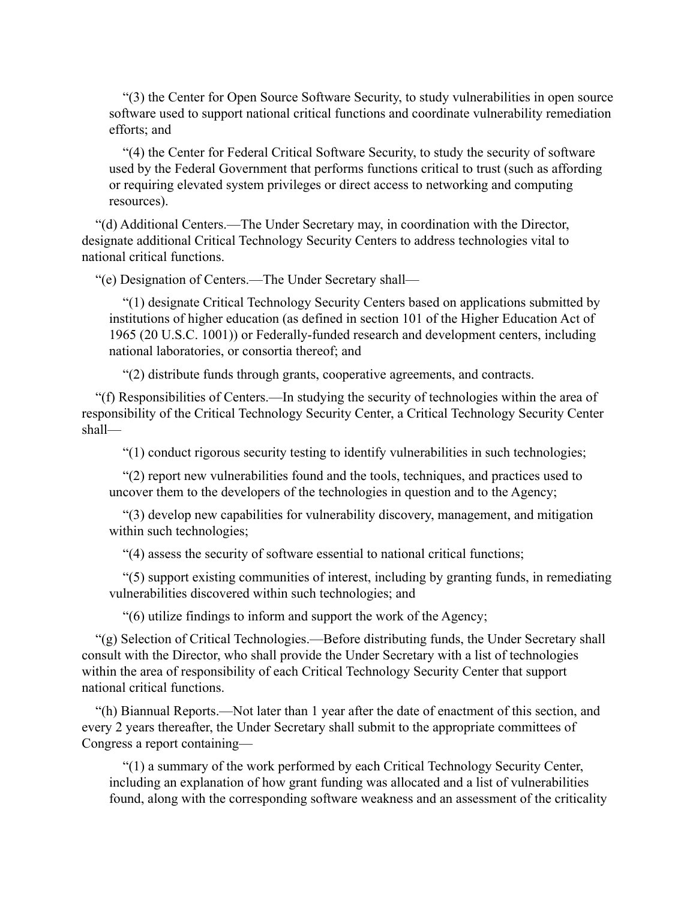“(3) the Center for Open Source Software Security, to study vulnerabilities in open source software used to support national critical functions and coordinate vulnerability remediation efforts; and

“(4) the Center for Federal Critical Software Security, to study the security of software used by the Federal Government that performs functions critical to trust (such as affording or requiring elevated system privileges or direct access to networking and computing resources).

“(d) Additional Centers.—The Under Secretary may, in coordination with the Director, designate additional Critical Technology Security Centers to address technologies vital to national critical functions.

“(e) Designation of Centers.—The Under Secretary shall—

“(1) designate Critical Technology Security Centers based on applications submitted by institutions of higher education (as defined in section 101 of the Higher Education Act of 1965 (20 U.S.C. 1001)) or Federally-funded research and development centers, including national laboratories, or consortia thereof; and

“(2) distribute funds through grants, cooperative agreements, and contracts.

“(f) Responsibilities of Centers.—In studying the security of technologies within the area of responsibility of the Critical Technology Security Center, a Critical Technology Security Center shall—

“(1) conduct rigorous security testing to identify vulnerabilities in such technologies;

“(2) report new vulnerabilities found and the tools, techniques, and practices used to uncover them to the developers of the technologies in question and to the Agency;

“(3) develop new capabilities for vulnerability discovery, management, and mitigation within such technologies;

“(4) assess the security of software essential to national critical functions;

“(5) support existing communities of interest, including by granting funds, in remediating vulnerabilities discovered within such technologies; and

“(6) utilize findings to inform and support the work of the Agency;

“(g) Selection of Critical Technologies.—Before distributing funds, the Under Secretary shall consult with the Director, who shall provide the Under Secretary with a list of technologies within the area of responsibility of each Critical Technology Security Center that support national critical functions.

“(h) Biannual Reports.—Not later than 1 year after the date of enactment of this section, and every 2 years thereafter, the Under Secretary shall submit to the appropriate committees of Congress a report containing—

“(1) a summary of the work performed by each Critical Technology Security Center, including an explanation of how grant funding was allocated and a list of vulnerabilities found, along with the corresponding software weakness and an assessment of the criticality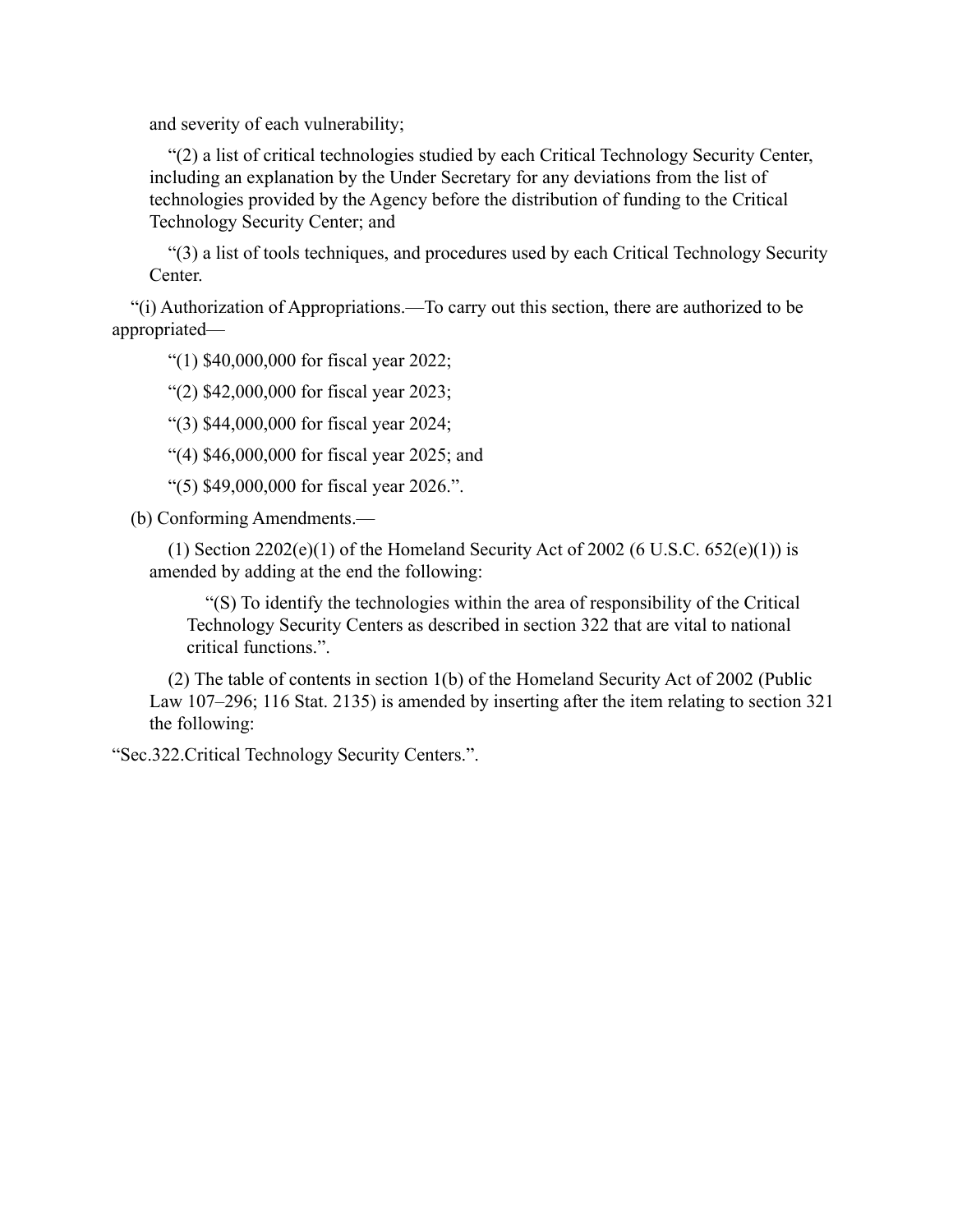and severity of each vulnerability;

"(2) a list of critical technologies studied by each Critical Technology Security Center, including an explanation by the Under Secretary for any deviations from the list of technologies provided by the Agency before the distribution of funding to the Critical Technology Security Center; and

"(3) a list of tools techniques, and procedures used by each Critical Technology Security Center.

"(i) Authorization of Appropriations.—To carry out this section, there are authorized to be appropriated—

"(1) $40,000,000 for fiscal year 2022;

"(2) $42,000,000 for fiscal year 2023;

"(3) $44,000,000 for fiscal year 2024;

"(4) $46,000,000 for fiscal year 2025; and

"(5) $49,000,000 for fiscal year 2026.".

(b) Conforming Amendments.—

(1) Section 2202(e)(1) of the Homeland Security Act of 2002 (6 U.S.C. 652(e)(1)) is amended by adding at the end the following:

"(S) To identify the technologies within the area of responsibility of the Critical Technology Security Centers as described in section 322 that are vital to national critical functions.".

(2) The table of contents in section 1(b) of the Homeland Security Act of 2002 (Public Law 107–296; 116 Stat. 2135) is amended by inserting after the item relating to section 321 the following:

"Sec.322.Critical Technology Security Centers.".